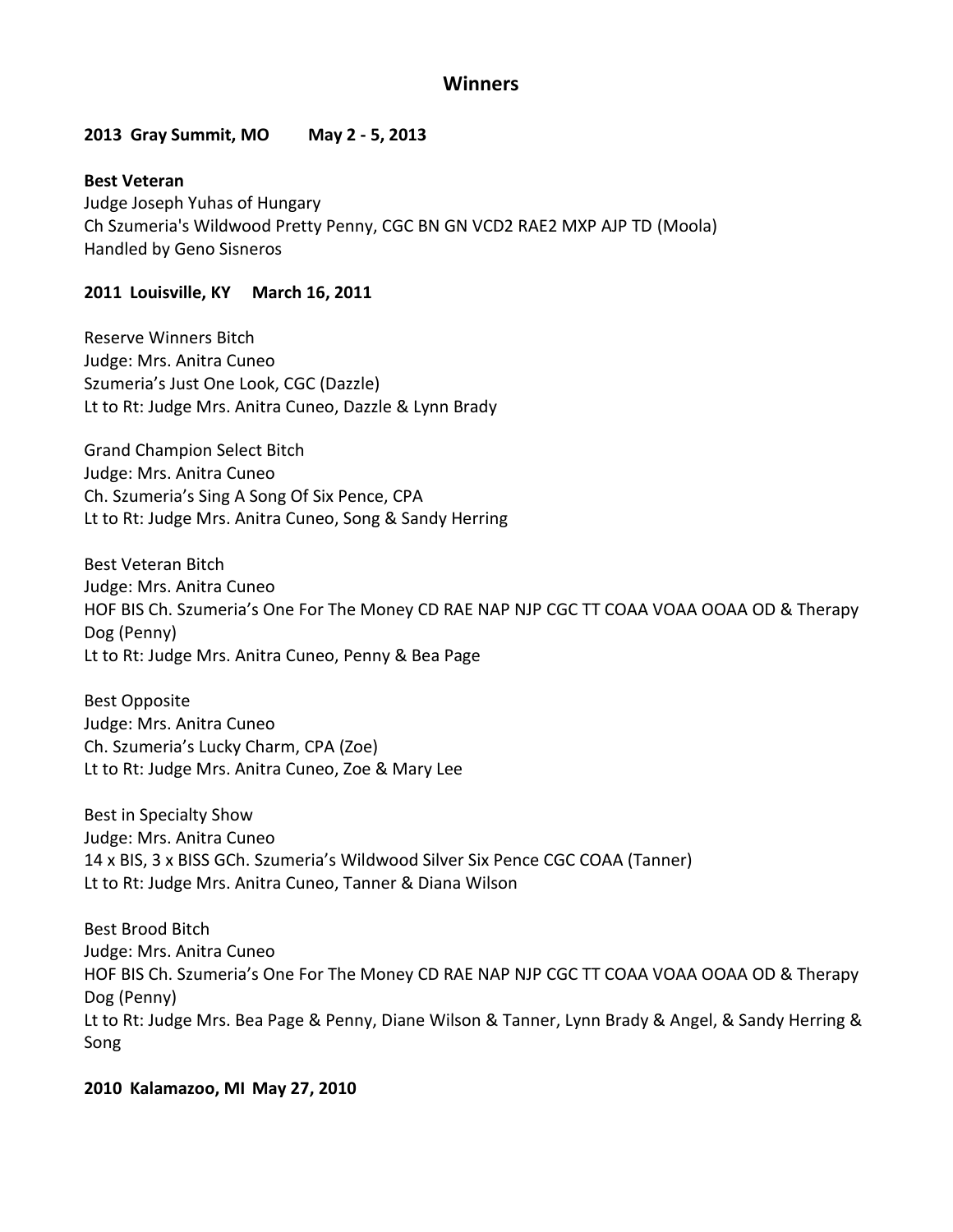# Winners

**2013 Gray Summit, MO May 2 - 5, 2013**

**Best Veteran**
Judge Joseph Yuhas of Hungary
Ch Szumeria's Wildwood Pretty Penny, CGC BN GN VCD2 RAE2 MXP AJP TD (Moola)
Handled by Geno Sisneros

**2011 Louisville, KY March 16, 2011**

Reserve Winners Bitch
Judge: Mrs. Anitra Cuneo
Szumeria's Just One Look, CGC (Dazzle)
Lt to Rt: Judge Mrs. Anitra Cuneo, Dazzle & Lynn Brady

Grand Champion Select Bitch
Judge: Mrs. Anitra Cuneo
Ch. Szumeria's Sing A Song Of Six Pence, CPA
Lt to Rt: Judge Mrs. Anitra Cuneo, Song & Sandy Herring

Best Veteran Bitch
Judge: Mrs. Anitra Cuneo
HOF BIS Ch. Szumeria's One For The Money CD RAE NAP NJP CGC TT COAA VOAA OOAA OD & Therapy Dog (Penny)
Lt to Rt: Judge Mrs. Anitra Cuneo, Penny & Bea Page

Best Opposite
Judge: Mrs. Anitra Cuneo
Ch. Szumeria's Lucky Charm, CPA (Zoe)
Lt to Rt: Judge Mrs. Anitra Cuneo, Zoe & Mary Lee

Best in Specialty Show
Judge: Mrs. Anitra Cuneo
14 x BIS, 3 x BISS GCh. Szumeria's Wildwood Silver Six Pence CGC COAA (Tanner)
Lt to Rt: Judge Mrs. Anitra Cuneo, Tanner & Diana Wilson

Best Brood Bitch
Judge: Mrs. Anitra Cuneo
HOF BIS Ch. Szumeria's One For The Money CD RAE NAP NJP CGC TT COAA VOAA OOAA OD & Therapy Dog (Penny)
Lt to Rt: Judge Mrs. Bea Page & Penny, Diane Wilson & Tanner, Lynn Brady & Angel, & Sandy Herring & Song

**2010 Kalamazoo, MI May 27, 2010**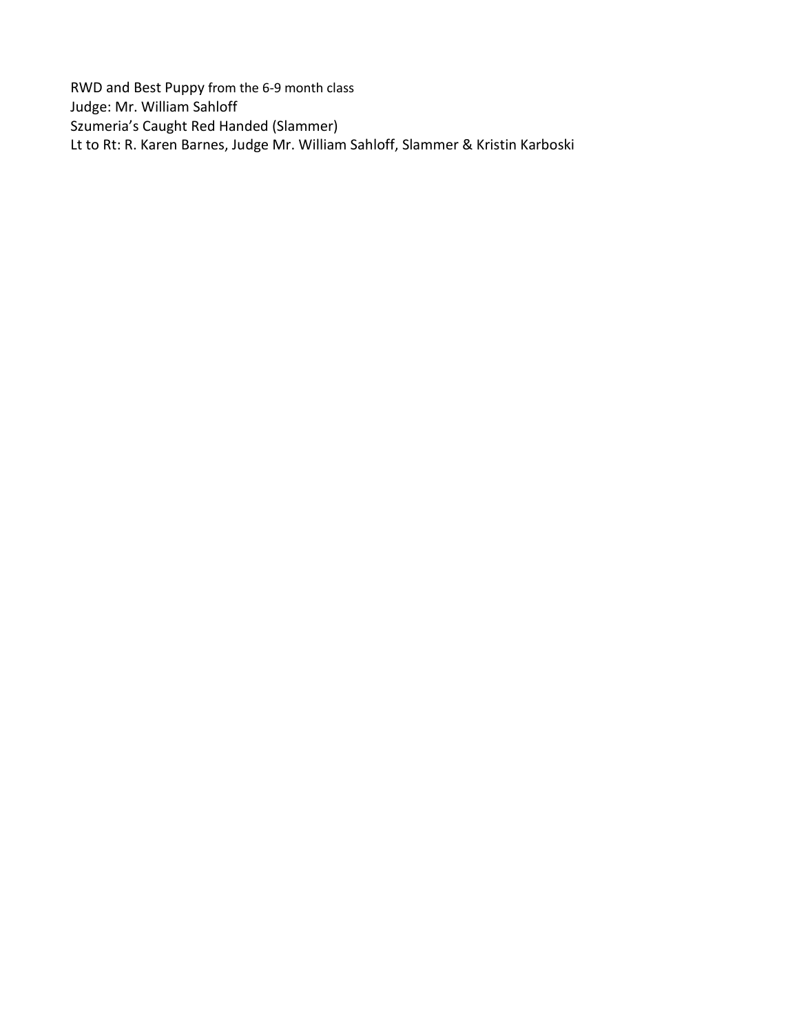RWD and Best Puppy from the 6-9 month class
Judge: Mr. William Sahloff
Szumeria's Caught Red Handed (Slammer)
Lt to Rt: R. Karen Barnes, Judge Mr. William Sahloff, Slammer & Kristin Karboski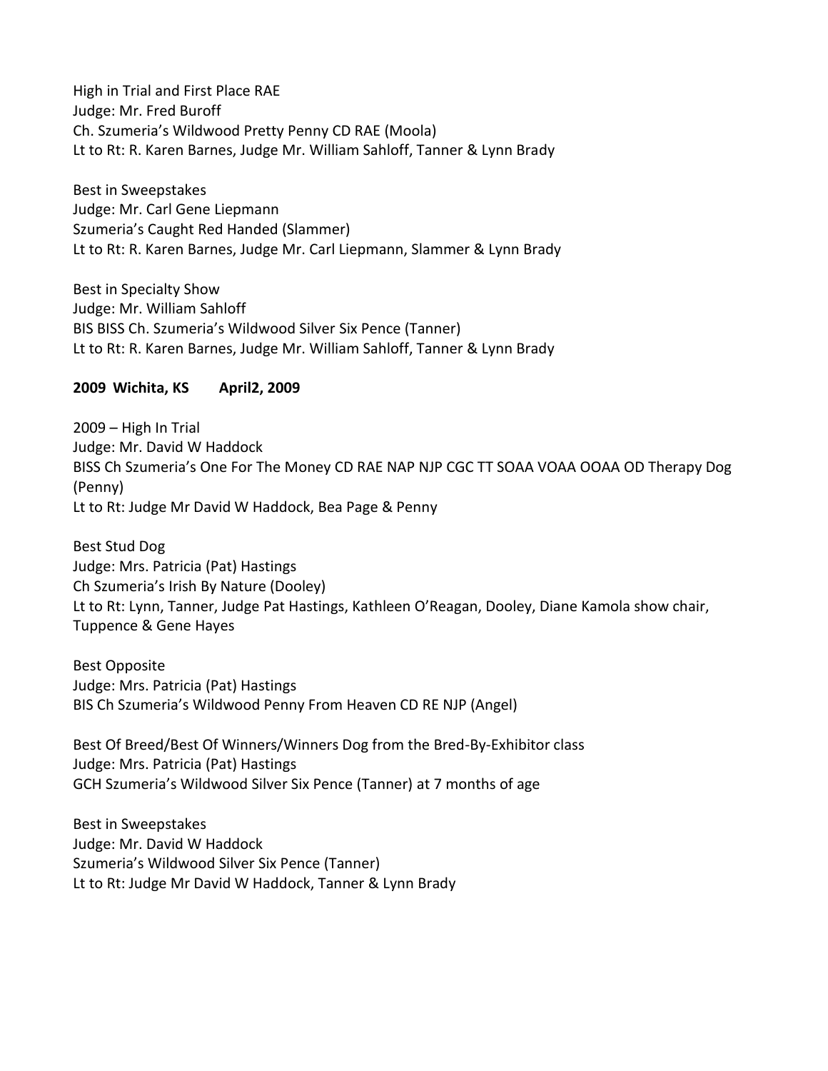High in Trial and First Place RAE
Judge: Mr. Fred Buroff
Ch. Szumeria's Wildwood Pretty Penny CD RAE (Moola)
Lt to Rt: R. Karen Barnes, Judge Mr. William Sahloff, Tanner & Lynn Brady

Best in Sweepstakes
Judge: Mr. Carl Gene Liepmann
Szumeria's Caught Red Handed (Slammer)
Lt to Rt: R. Karen Barnes, Judge Mr. Carl Liepmann, Slammer & Lynn Brady

Best in Specialty Show
Judge: Mr. William Sahloff
BIS BISS Ch. Szumeria's Wildwood Silver Six Pence (Tanner)
Lt to Rt: R. Karen Barnes, Judge Mr. William Sahloff, Tanner & Lynn Brady

**2009 Wichita, KS April2, 2009**

2009 – High In Trial
Judge: Mr. David W Haddock
BISS Ch Szumeria's One For The Money CD RAE NAP NJP CGC TT SOAA VOAA OOAA OD Therapy Dog (Penny)
Lt to Rt: Judge Mr David W Haddock, Bea Page & Penny

Best Stud Dog
Judge: Mrs. Patricia (Pat) Hastings
Ch Szumeria's Irish By Nature (Dooley)
Lt to Rt: Lynn, Tanner, Judge Pat Hastings, Kathleen O'Reagan, Dooley, Diane Kamola show chair, Tuppence & Gene Hayes

Best Opposite
Judge: Mrs. Patricia (Pat) Hastings
BIS Ch Szumeria's Wildwood Penny From Heaven CD RE NJP (Angel)

Best Of Breed/Best Of Winners/Winners Dog from the Bred-By-Exhibitor class
Judge: Mrs. Patricia (Pat) Hastings
GCH Szumeria's Wildwood Silver Six Pence (Tanner) at 7 months of age

Best in Sweepstakes
Judge: Mr. David W Haddock
Szumeria's Wildwood Silver Six Pence (Tanner)
Lt to Rt: Judge Mr David W Haddock, Tanner & Lynn Brady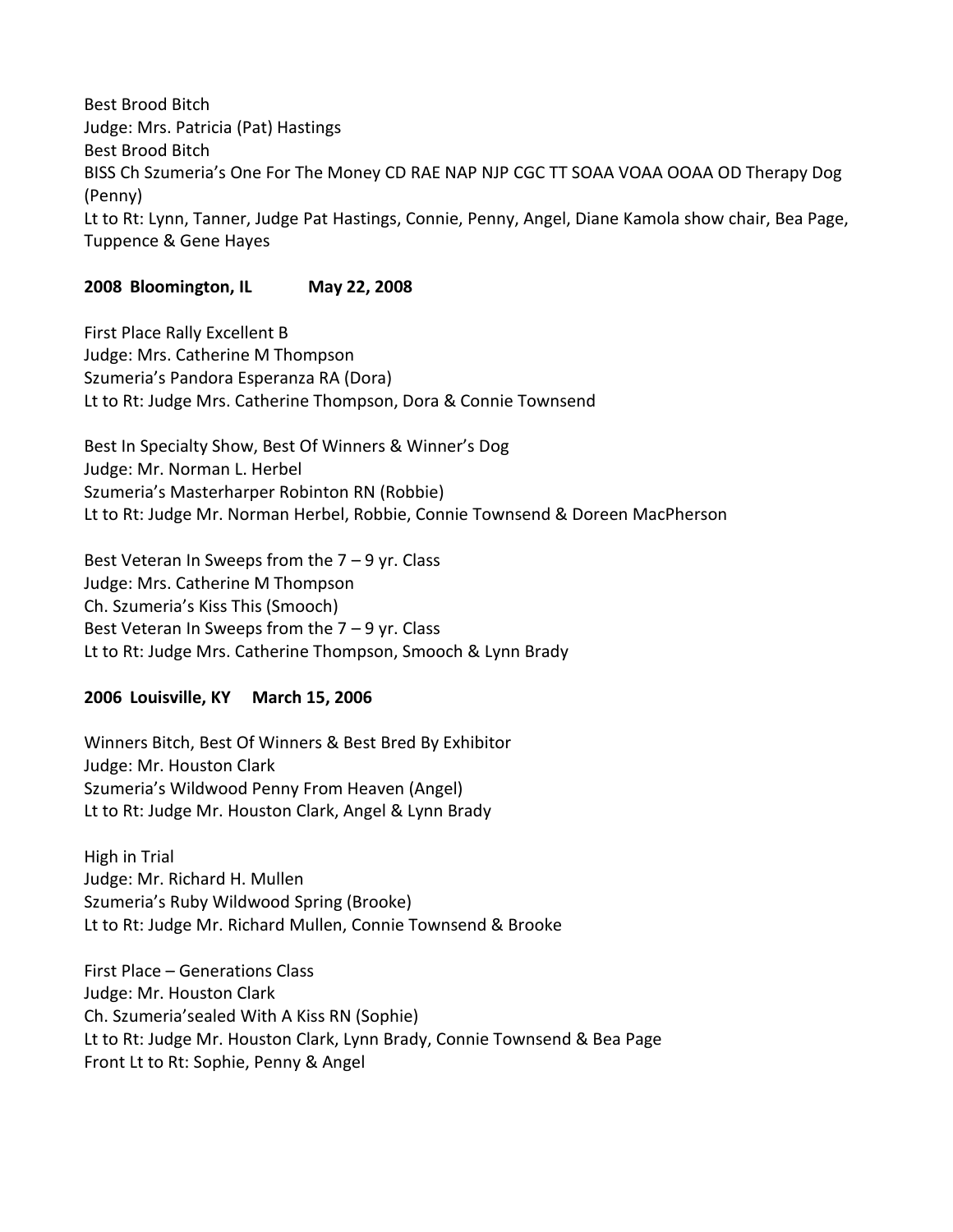Best Brood Bitch
Judge: Mrs. Patricia (Pat) Hastings
Best Brood Bitch
BISS Ch Szumeria's One For The Money CD RAE NAP NJP CGC TT SOAA VOAA OOAA OD Therapy Dog (Penny)
Lt to Rt: Lynn, Tanner, Judge Pat Hastings, Connie, Penny, Angel, Diane Kamola show chair, Bea Page, Tuppence & Gene Hayes

**2008 Bloomington, IL May 22, 2008**

First Place Rally Excellent B
Judge: Mrs. Catherine M Thompson
Szumeria's Pandora Esperanza RA (Dora)
Lt to Rt: Judge Mrs. Catherine Thompson, Dora & Connie Townsend

Best In Specialty Show, Best Of Winners & Winner's Dog
Judge: Mr. Norman L. Herbel
Szumeria's Masterharper Robinton RN (Robbie)
Lt to Rt: Judge Mr. Norman Herbel, Robbie, Connie Townsend & Doreen MacPherson

Best Veteran In Sweeps from the 7 – 9 yr. Class
Judge: Mrs. Catherine M Thompson
Ch. Szumeria's Kiss This (Smooch)
Best Veteran In Sweeps from the 7 – 9 yr. Class
Lt to Rt: Judge Mrs. Catherine Thompson, Smooch & Lynn Brady

**2006 Louisville, KY March 15, 2006**

Winners Bitch, Best Of Winners & Best Bred By Exhibitor
Judge: Mr. Houston Clark
Szumeria's Wildwood Penny From Heaven (Angel)
Lt to Rt: Judge Mr. Houston Clark, Angel & Lynn Brady

High in Trial
Judge: Mr. Richard H. Mullen
Szumeria's Ruby Wildwood Spring (Brooke)
Lt to Rt: Judge Mr. Richard Mullen, Connie Townsend & Brooke

First Place – Generations Class
Judge: Mr. Houston Clark
Ch. Szumeria'sealed With A Kiss RN (Sophie)
Lt to Rt: Judge Mr. Houston Clark, Lynn Brady, Connie Townsend & Bea Page
Front Lt to Rt: Sophie, Penny & Angel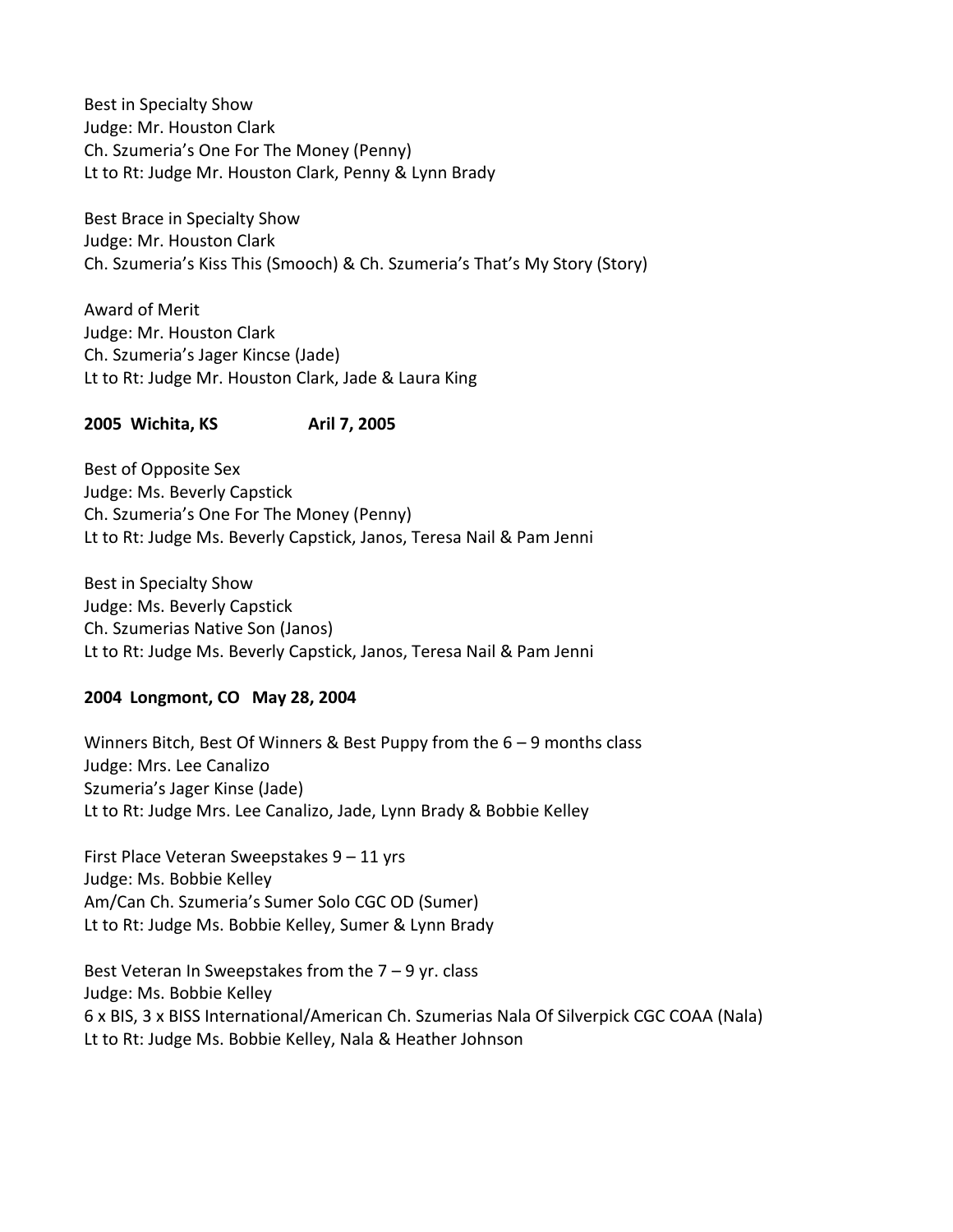Best in Specialty Show
Judge: Mr. Houston Clark
Ch. Szumeria's One For The Money (Penny)
Lt to Rt: Judge Mr. Houston Clark, Penny & Lynn Brady

Best Brace in Specialty Show
Judge: Mr. Houston Clark
Ch. Szumeria's Kiss This (Smooch) & Ch. Szumeria's That's My Story (Story)

Award of Merit
Judge: Mr. Houston Clark
Ch. Szumeria's Jager Kincse (Jade)
Lt to Rt: Judge Mr. Houston Clark, Jade & Laura King

**2005 Wichita, KS Aril 7, 2005**

Best of Opposite Sex
Judge: Ms. Beverly Capstick
Ch. Szumeria's One For The Money (Penny)
Lt to Rt: Judge Ms. Beverly Capstick, Janos, Teresa Nail & Pam Jenni

Best in Specialty Show
Judge: Ms. Beverly Capstick
Ch. Szumerias Native Son (Janos)
Lt to Rt: Judge Ms. Beverly Capstick, Janos, Teresa Nail & Pam Jenni

**2004 Longmont, CO May 28, 2004**

Winners Bitch, Best Of Winners & Best Puppy from the 6 – 9 months class
Judge: Mrs. Lee Canalizo
Szumeria's Jager Kinse (Jade)
Lt to Rt: Judge Mrs. Lee Canalizo, Jade, Lynn Brady & Bobbie Kelley

First Place Veteran Sweepstakes 9 – 11 yrs
Judge: Ms. Bobbie Kelley
Am/Can Ch. Szumeria's Sumer Solo CGC OD (Sumer)
Lt to Rt: Judge Ms. Bobbie Kelley, Sumer & Lynn Brady

Best Veteran In Sweepstakes from the 7 – 9 yr. class
Judge: Ms. Bobbie Kelley
6 x BIS, 3 x BISS International/American Ch. Szumerias Nala Of Silverpick CGC COAA (Nala)
Lt to Rt: Judge Ms. Bobbie Kelley, Nala & Heather Johnson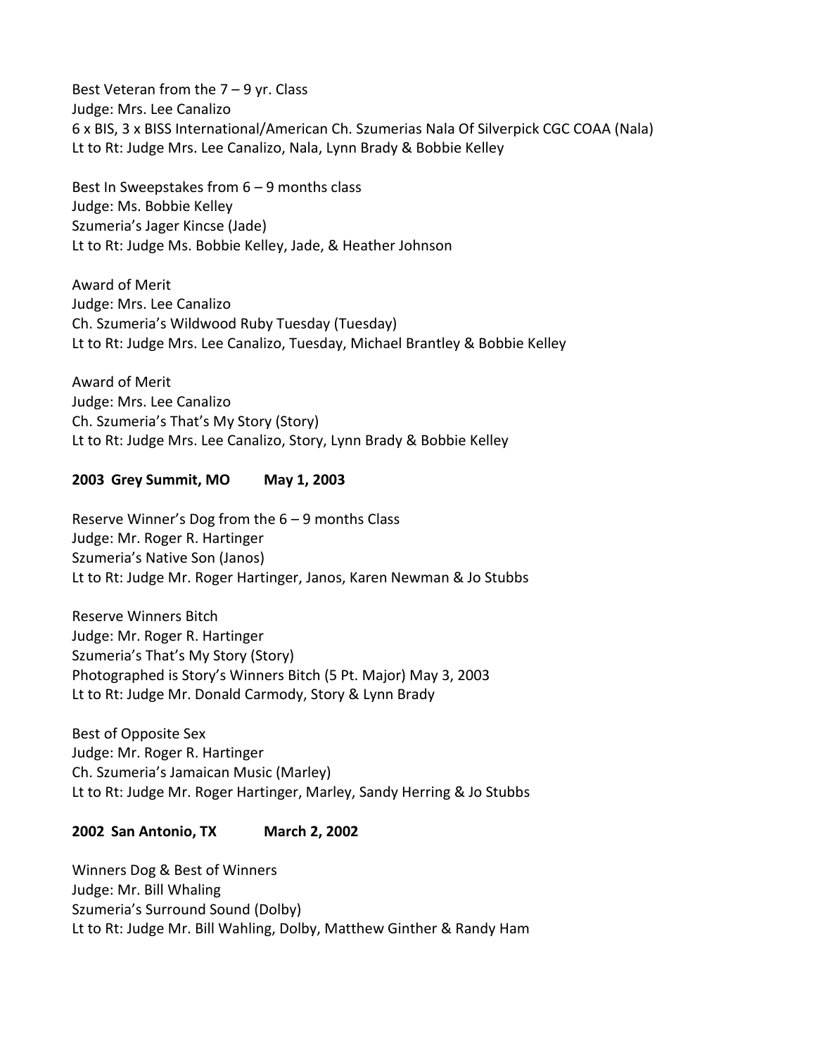Best Veteran from the 7 – 9 yr. Class
Judge: Mrs. Lee Canalizo
6 x BIS, 3 x BISS International/American Ch. Szumerias Nala Of Silverpick CGC COAA (Nala)
Lt to Rt: Judge Mrs. Lee Canalizo, Nala, Lynn Brady & Bobbie Kelley

Best In Sweepstakes from 6 – 9 months class
Judge: Ms. Bobbie Kelley
Szumeria's Jager Kincse (Jade)
Lt to Rt: Judge Ms. Bobbie Kelley, Jade, & Heather Johnson

Award of Merit
Judge: Mrs. Lee Canalizo
Ch. Szumeria's Wildwood Ruby Tuesday (Tuesday)
Lt to Rt: Judge Mrs. Lee Canalizo, Tuesday, Michael Brantley & Bobbie Kelley

Award of Merit
Judge: Mrs. Lee Canalizo
Ch. Szumeria's That's My Story (Story)
Lt to Rt: Judge Mrs. Lee Canalizo, Story, Lynn Brady & Bobbie Kelley

**2003 Grey Summit, MO May 1, 2003**

Reserve Winner's Dog from the 6 – 9 months Class
Judge: Mr. Roger R. Hartinger
Szumeria's Native Son (Janos)
Lt to Rt: Judge Mr. Roger Hartinger, Janos, Karen Newman & Jo Stubbs

Reserve Winners Bitch
Judge: Mr. Roger R. Hartinger
Szumeria's That's My Story (Story)
Photographed is Story's Winners Bitch (5 Pt. Major) May 3, 2003
Lt to Rt: Judge Mr. Donald Carmody, Story & Lynn Brady

Best of Opposite Sex
Judge: Mr. Roger R. Hartinger
Ch. Szumeria's Jamaican Music (Marley)
Lt to Rt: Judge Mr. Roger Hartinger, Marley, Sandy Herring & Jo Stubbs

**2002 San Antonio, TX March 2, 2002**

Winners Dog & Best of Winners
Judge: Mr. Bill Whaling
Szumeria's Surround Sound (Dolby)
Lt to Rt: Judge Mr. Bill Wahling, Dolby, Matthew Ginther & Randy Ham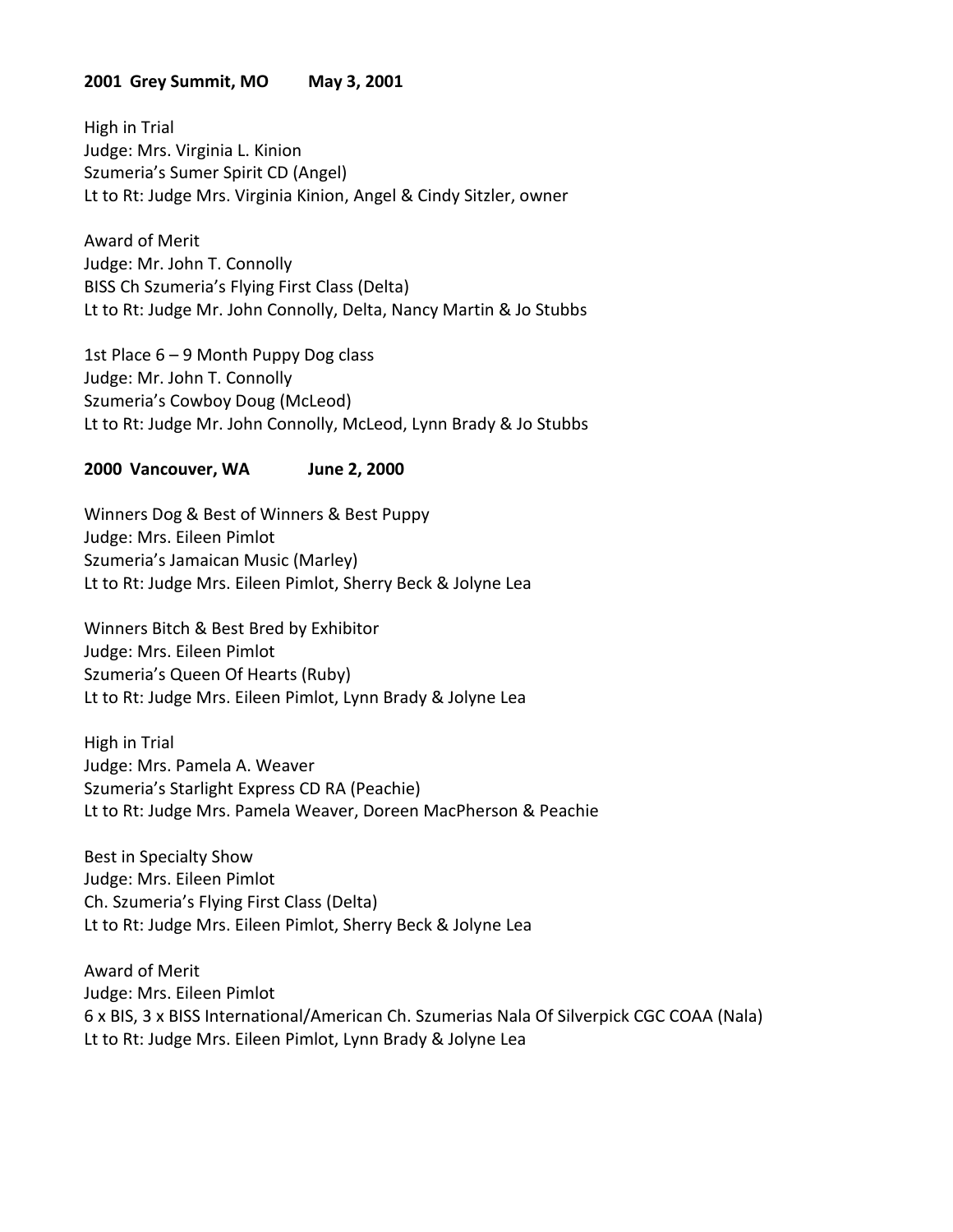**2001 Grey Summit, MO May 3, 2001**

High in Trial
Judge: Mrs. Virginia L. Kinion
Szumeria's Sumer Spirit CD (Angel)
Lt to Rt: Judge Mrs. Virginia Kinion, Angel & Cindy Sitzler, owner

Award of Merit
Judge: Mr. John T. Connolly
BISS Ch Szumeria's Flying First Class (Delta)
Lt to Rt: Judge Mr. John Connolly, Delta, Nancy Martin & Jo Stubbs

1st Place 6 – 9 Month Puppy Dog class
Judge: Mr. John T. Connolly
Szumeria's Cowboy Doug (McLeod)
Lt to Rt: Judge Mr. John Connolly, McLeod, Lynn Brady & Jo Stubbs

**2000 Vancouver, WA June 2, 2000**

Winners Dog & Best of Winners & Best Puppy
Judge: Mrs. Eileen Pimlot
Szumeria's Jamaican Music (Marley)
Lt to Rt: Judge Mrs. Eileen Pimlot, Sherry Beck & Jolyne Lea

Winners Bitch & Best Bred by Exhibitor
Judge: Mrs. Eileen Pimlot
Szumeria's Queen Of Hearts (Ruby)
Lt to Rt: Judge Mrs. Eileen Pimlot, Lynn Brady & Jolyne Lea

High in Trial
Judge: Mrs. Pamela A. Weaver
Szumeria's Starlight Express CD RA (Peachie)
Lt to Rt: Judge Mrs. Pamela Weaver, Doreen MacPherson & Peachie

Best in Specialty Show
Judge: Mrs. Eileen Pimlot
Ch. Szumeria's Flying First Class (Delta)
Lt to Rt: Judge Mrs. Eileen Pimlot, Sherry Beck & Jolyne Lea

Award of Merit
Judge: Mrs. Eileen Pimlot
6 x BIS, 3 x BISS International/American Ch. Szumerias Nala Of Silverpick CGC COAA (Nala)
Lt to Rt: Judge Mrs. Eileen Pimlot, Lynn Brady & Jolyne Lea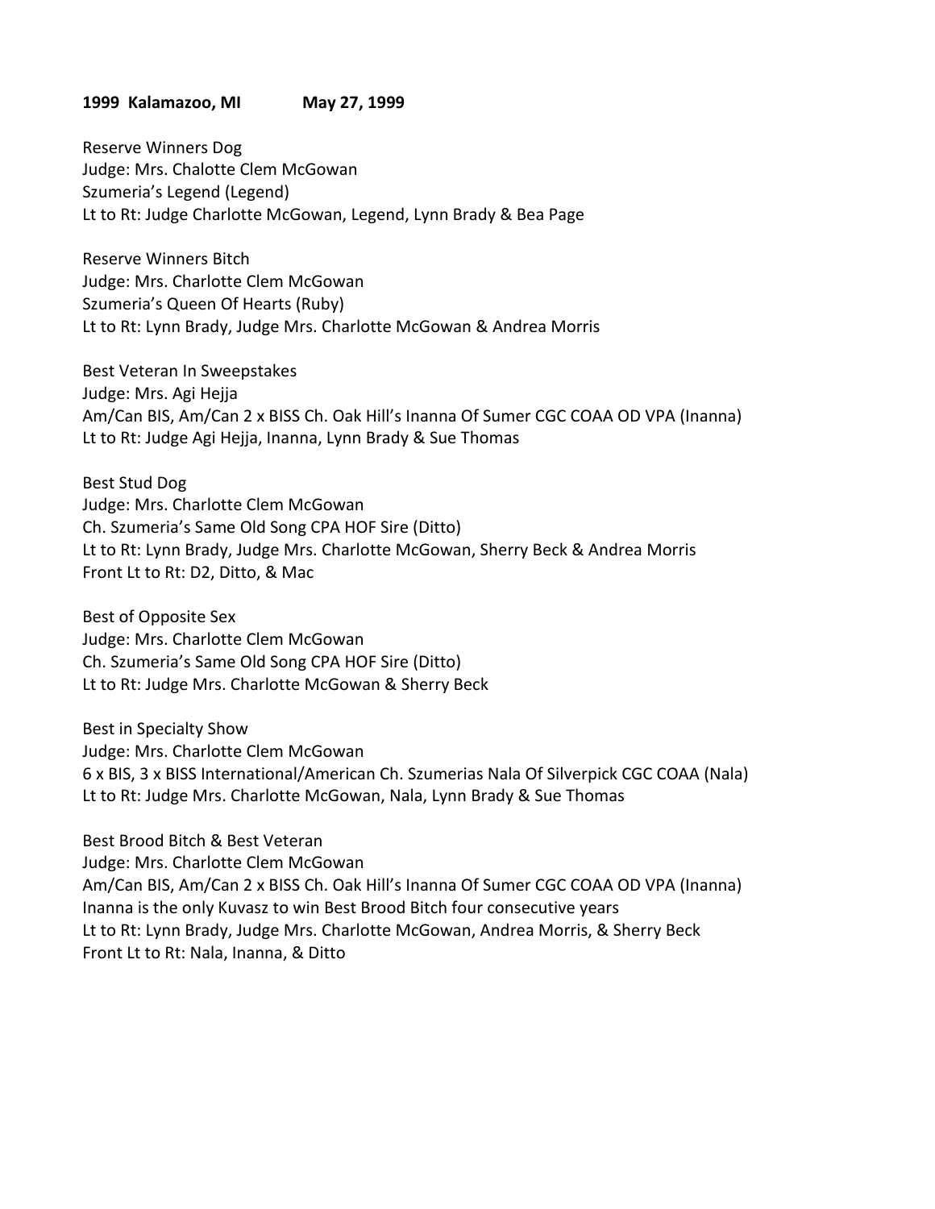**1999 Kalamazoo, MI May 27, 1999**

Reserve Winners Dog
Judge: Mrs. Chalotte Clem McGowan
Szumeria's Legend (Legend)
Lt to Rt: Judge Charlotte McGowan, Legend, Lynn Brady & Bea Page

Reserve Winners Bitch
Judge: Mrs. Charlotte Clem McGowan
Szumeria's Queen Of Hearts (Ruby)
Lt to Rt: Lynn Brady, Judge Mrs. Charlotte McGowan & Andrea Morris

Best Veteran In Sweepstakes
Judge: Mrs. Agi Hejja
Am/Can BIS, Am/Can 2 x BISS Ch. Oak Hill's Inanna Of Sumer CGC COAA OD VPA (Inanna)
Lt to Rt: Judge Agi Hejja, Inanna, Lynn Brady & Sue Thomas

Best Stud Dog
Judge: Mrs. Charlotte Clem McGowan
Ch. Szumeria's Same Old Song CPA HOF Sire (Ditto)
Lt to Rt: Lynn Brady, Judge Mrs. Charlotte McGowan, Sherry Beck & Andrea Morris
Front Lt to Rt: D2, Ditto, & Mac

Best of Opposite Sex
Judge: Mrs. Charlotte Clem McGowan
Ch. Szumeria's Same Old Song CPA HOF Sire (Ditto)
Lt to Rt: Judge Mrs. Charlotte McGowan & Sherry Beck

Best in Specialty Show
Judge: Mrs. Charlotte Clem McGowan
6 x BIS, 3 x BISS International/American Ch. Szumerias Nala Of Silverpick CGC COAA (Nala)
Lt to Rt: Judge Mrs. Charlotte McGowan, Nala, Lynn Brady & Sue Thomas

Best Brood Bitch & Best Veteran
Judge: Mrs. Charlotte Clem McGowan
Am/Can BIS, Am/Can 2 x BISS Ch. Oak Hill's Inanna Of Sumer CGC COAA OD VPA (Inanna)
Inanna is the only Kuvasz to win Best Brood Bitch four consecutive years
Lt to Rt: Lynn Brady, Judge Mrs. Charlotte McGowan, Andrea Morris, & Sherry Beck
Front Lt to Rt: Nala, Inanna, & Ditto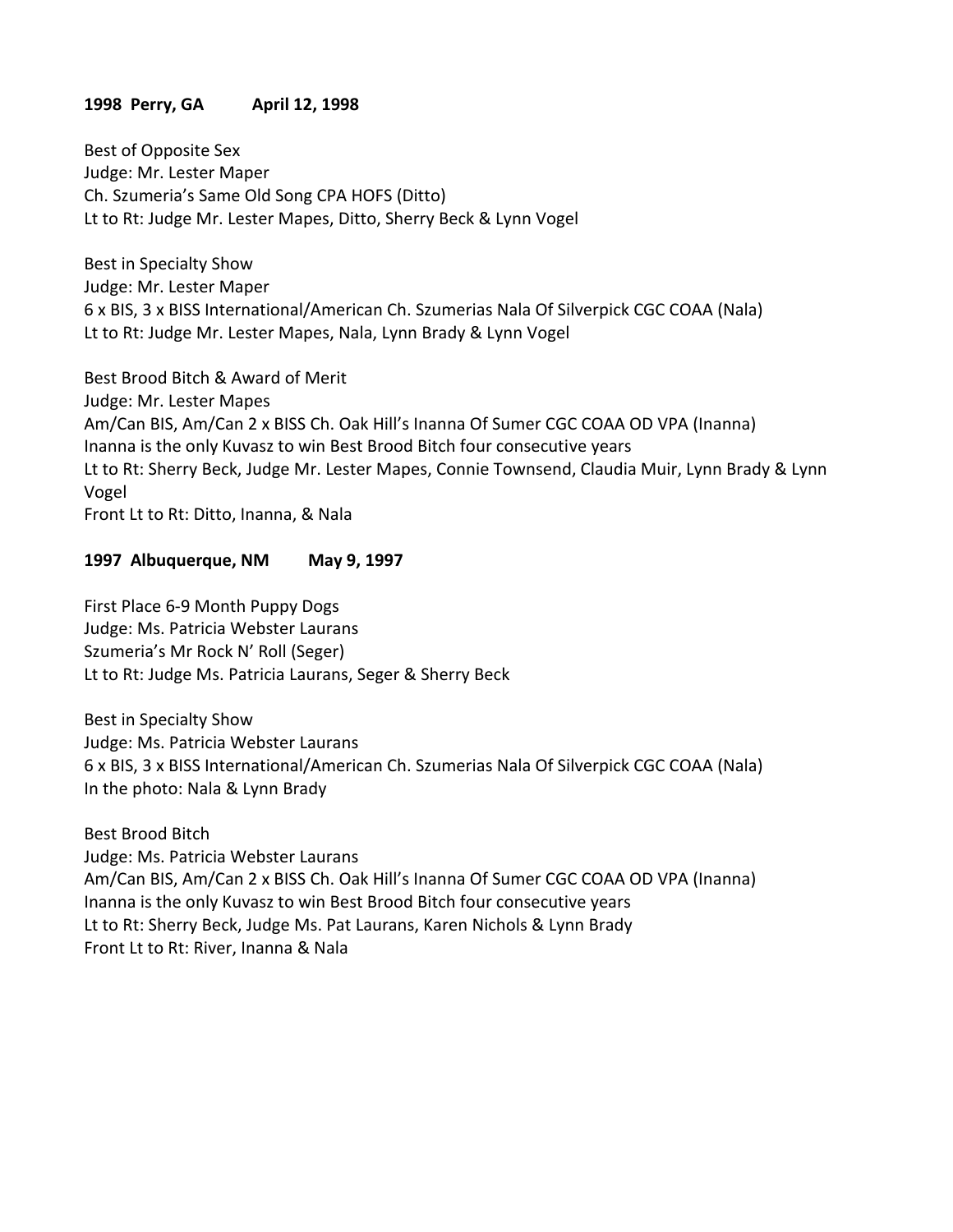**1998 Perry, GA April 12, 1998**

Best of Opposite Sex
Judge: Mr. Lester Maper
Ch. Szumeria's Same Old Song CPA HOFS (Ditto)
Lt to Rt: Judge Mr. Lester Mapes, Ditto, Sherry Beck & Lynn Vogel

Best in Specialty Show
Judge: Mr. Lester Maper
6 x BIS, 3 x BISS International/American Ch. Szumerias Nala Of Silverpick CGC COAA (Nala)
Lt to Rt: Judge Mr. Lester Mapes, Nala, Lynn Brady & Lynn Vogel

Best Brood Bitch & Award of Merit
Judge: Mr. Lester Mapes
Am/Can BIS, Am/Can 2 x BISS Ch. Oak Hill's Inanna Of Sumer CGC COAA OD VPA (Inanna)
Inanna is the only Kuvasz to win Best Brood Bitch four consecutive years
Lt to Rt: Sherry Beck, Judge Mr. Lester Mapes, Connie Townsend, Claudia Muir, Lynn Brady & Lynn Vogel
Front Lt to Rt: Ditto, Inanna, & Nala

**1997 Albuquerque, NM May 9, 1997**

First Place 6-9 Month Puppy Dogs
Judge: Ms. Patricia Webster Laurans
Szumeria's Mr Rock N' Roll (Seger)
Lt to Rt: Judge Ms. Patricia Laurans, Seger & Sherry Beck

Best in Specialty Show
Judge: Ms. Patricia Webster Laurans
6 x BIS, 3 x BISS International/American Ch. Szumerias Nala Of Silverpick CGC COAA (Nala)
In the photo: Nala & Lynn Brady

Best Brood Bitch
Judge: Ms. Patricia Webster Laurans
Am/Can BIS, Am/Can 2 x BISS Ch. Oak Hill's Inanna Of Sumer CGC COAA OD VPA (Inanna)
Inanna is the only Kuvasz to win Best Brood Bitch four consecutive years
Lt to Rt: Sherry Beck, Judge Ms. Pat Laurans, Karen Nichols & Lynn Brady
Front Lt to Rt: River, Inanna & Nala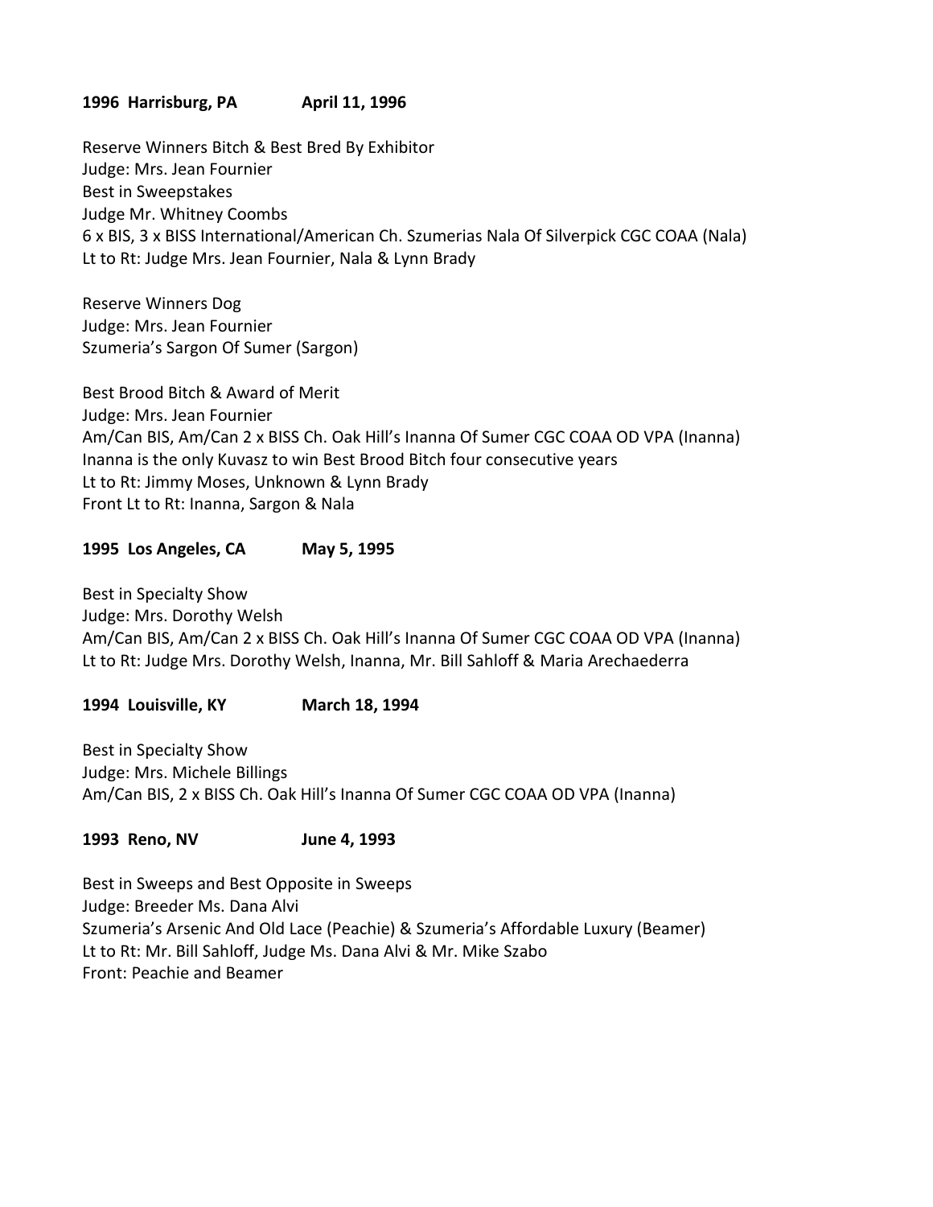**1996 Harrisburg, PA April 11, 1996**

Reserve Winners Bitch & Best Bred By Exhibitor
Judge: Mrs. Jean Fournier
Best in Sweepstakes
Judge Mr. Whitney Coombs
6 x BIS, 3 x BISS International/American Ch. Szumerias Nala Of Silverpick CGC COAA (Nala)
Lt to Rt: Judge Mrs. Jean Fournier, Nala & Lynn Brady

Reserve Winners Dog
Judge: Mrs. Jean Fournier
Szumeria's Sargon Of Sumer (Sargon)

Best Brood Bitch & Award of Merit
Judge: Mrs. Jean Fournier
Am/Can BIS, Am/Can 2 x BISS Ch. Oak Hill's Inanna Of Sumer CGC COAA OD VPA (Inanna)
Inanna is the only Kuvasz to win Best Brood Bitch four consecutive years
Lt to Rt: Jimmy Moses, Unknown & Lynn Brady
Front Lt to Rt: Inanna, Sargon & Nala

**1995 Los Angeles, CA May 5, 1995**

Best in Specialty Show
Judge: Mrs. Dorothy Welsh
Am/Can BIS, Am/Can 2 x BISS Ch. Oak Hill's Inanna Of Sumer CGC COAA OD VPA (Inanna)
Lt to Rt: Judge Mrs. Dorothy Welsh, Inanna, Mr. Bill Sahloff & Maria Arechaederra

**1994 Louisville, KY March 18, 1994**

Best in Specialty Show
Judge: Mrs. Michele Billings
Am/Can BIS, 2 x BISS Ch. Oak Hill's Inanna Of Sumer CGC COAA OD VPA (Inanna)

**1993 Reno, NV June 4, 1993**

Best in Sweeps and Best Opposite in Sweeps
Judge: Breeder Ms. Dana Alvi
Szumeria's Arsenic And Old Lace (Peachie) & Szumeria's Affordable Luxury (Beamer)
Lt to Rt: Mr. Bill Sahloff, Judge Ms. Dana Alvi & Mr. Mike Szabo
Front: Peachie and Beamer